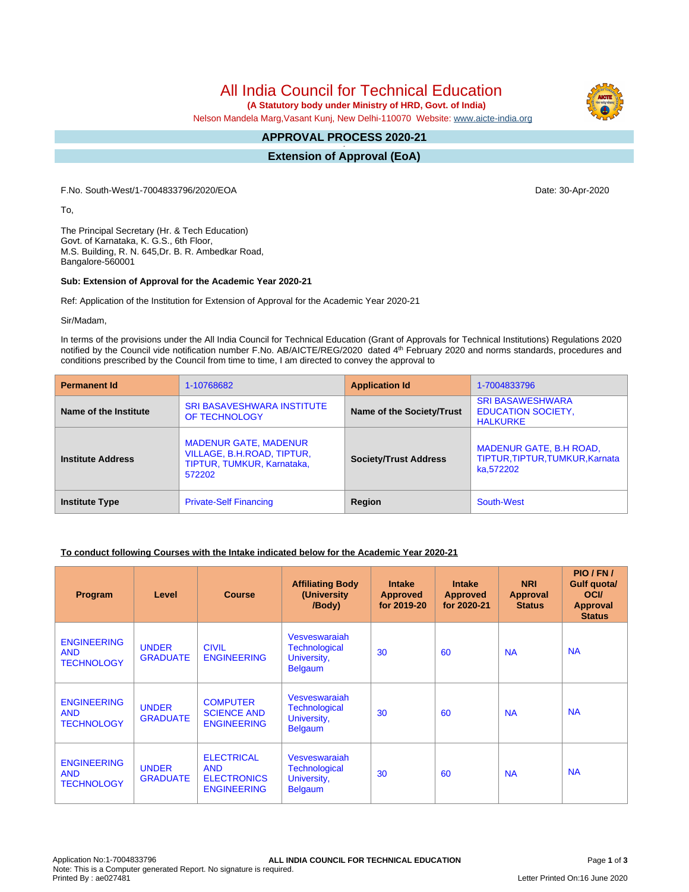# All India Council for Technical Education

**(A Statutory body under Ministry of HRD, Govt. of India)**

Nelson Mandela Marg,Vasant Kunj, New Delhi-110070 Website: www.aicte-india.org

## APPROVAL PROCESS 2020-21

## Extension of Approval (EoA)

F.No. South-West/1-7004833796/2020/EOA

Date: 30-Apr-2020

To,

The Principal Secretary (Hr. & Tech Education)
Govt. of Karnataka, K. G.S., 6th Floor,
M.S. Building, R. N. 645,Dr. B. R. Ambedkar Road,
Bangalore-560001

**Sub: Extension of Approval for the Academic Year 2020-21**

Ref: Application of the Institution for Extension of Approval for the Academic Year 2020-21

Sir/Madam,

In terms of the provisions under the All India Council for Technical Education (Grant of Approvals for Technical Institutions) Regulations 2020 notified by the Council vide notification number F.No. AB/AICTE/REG/2020 dated 4th February 2020 and norms standards, procedures and conditions prescribed by the Council from time to time, I am directed to convey the approval to

| **Permanent Id** | 1-10768682 | **Application Id** | 1-7004833796 |
|---|---|---|---|
| **Name of the Institute** | SRI BASAVESHWARA INSTITUTE OF TECHNOLOGY | **Name of the Society/Trust** | SRI BASAWESHWARA EDUCATION SOCIETY, HALKURKE |
| **Institute Address** | MADENUR GATE, MADENUR VILLAGE, B.H.ROAD, TIPTUR, TIPTUR, TUMKUR, Karnataka, 572202 | **Society/Trust Address** | MADENUR GATE, B.H ROAD, TIPTUR,TIPTUR,TUMKUR,Karnataka,572202 |
| **Institute Type** | Private-Self Financing | **Region** | South-West |

**To conduct following Courses with the Intake indicated below for the Academic Year 2020-21**

| Program | Level | Course | Affiliating Body (University /Body) | Intake Approved for 2019-20 | Intake Approved for 2020-21 | NRI Approval Status | PIO / FN / Gulf quota/ OCI/ Approval Status |
|---|---|---|---|---|---|---|---|
| ENGINEERING AND TECHNOLOGY | UNDER GRADUATE | CIVIL ENGINEERING | Vesveswaraiah Technological University, Belgaum | 30 | 60 | NA | NA |
| ENGINEERING AND TECHNOLOGY | UNDER GRADUATE | COMPUTER SCIENCE AND ENGINEERING | Vesveswaraiah Technological University, Belgaum | 30 | 60 | NA | NA |
| ENGINEERING AND TECHNOLOGY | UNDER GRADUATE | ELECTRICAL AND ELECTRONICS ENGINEERING | Vesveswaraiah Technological University, Belgaum | 30 | 60 | NA | NA |

Application No:1-7004833796
Note: This is a Computer generated Report. No signature is required.
Printed By : ae027481

Letter Printed On:16 June 2020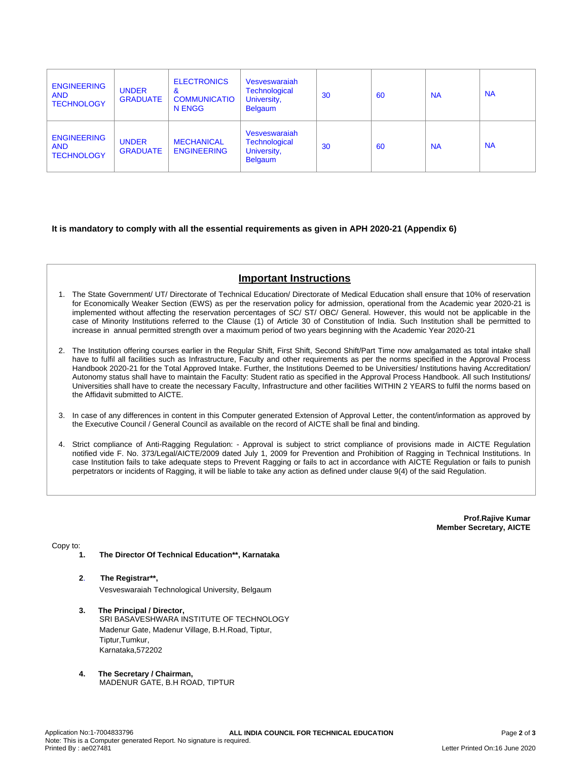| | | | | | | | |
|---|---|---|---|---|---|---|---|
| ENGINEERING AND TECHNOLOGY | UNDER GRADUATE | ELECTRONICS & COMMUNICATION ENGG | Vesveswaraiah Technological University, Belgaum | 30 | 60 | NA | NA |
| ENGINEERING AND TECHNOLOGY | UNDER GRADUATE | MECHANICAL ENGINEERING | Vesveswaraiah Technological University, Belgaum | 30 | 60 | NA | NA |

**It is mandatory to comply with all the essential requirements as given in APH 2020-21 (Appendix 6)**

## Important Instructions

1. The State Government/ UT/ Directorate of Technical Education/ Directorate of Medical Education shall ensure that 10% of reservation for Economically Weaker Section (EWS) as per the reservation policy for admission, operational from the Academic year 2020-21 is implemented without affecting the reservation percentages of SC/ ST/ OBC/ General. However, this would not be applicable in the case of Minority Institutions referred to the Clause (1) of Article 30 of Constitution of India. Such Institution shall be permitted to increase in annual permitted strength over a maximum period of two years beginning with the Academic Year 2020-21

2. The Institution offering courses earlier in the Regular Shift, First Shift, Second Shift/Part Time now amalgamated as total intake shall have to fulfil all facilities such as Infrastructure, Faculty and other requirements as per the norms specified in the Approval Process Handbook 2020-21 for the Total Approved Intake. Further, the Institutions Deemed to be Universities/ Institutions having Accreditation/ Autonomy status shall have to maintain the Faculty: Student ratio as specified in the Approval Process Handbook. All such Institutions/ Universities shall have to create the necessary Faculty, Infrastructure and other facilities WITHIN 2 YEARS to fulfil the norms based on the Affidavit submitted to AICTE.

3. In case of any differences in content in this Computer generated Extension of Approval Letter, the content/information as approved by the Executive Council / General Council as available on the record of AICTE shall be final and binding.

4. Strict compliance of Anti-Ragging Regulation: - Approval is subject to strict compliance of provisions made in AICTE Regulation notified vide F. No. 373/Legal/AICTE/2009 dated July 1, 2009 for Prevention and Prohibition of Ragging in Technical Institutions. In case Institution fails to take adequate steps to Prevent Ragging or fails to act in accordance with AICTE Regulation or fails to punish perpetrators or incidents of Ragging, it will be liable to take any action as defined under clause 9(4) of the said Regulation.

**Prof.Rajive Kumar**
**Member Secretary, AICTE**

Copy to:

1. **The Director Of Technical Education\*\*, Karnataka**

2. **The Registrar\*\*,**
   Vesveswaraiah Technological University, Belgaum

3. **The Principal / Director,**
   SRI BASAVESHWARA INSTITUTE OF TECHNOLOGY
   Madenur Gate, Madenur Village, B.H.Road, Tiptur,
   Tiptur,Tumkur,
   Karnataka,572202

4. **The Secretary / Chairman,**
   MADENUR GATE, B.H ROAD, TIPTUR

Application No:1-7004833796
Note: This is a Computer generated Report. No signature is required.
Printed By : ae027481
Letter Printed On:16 June 2020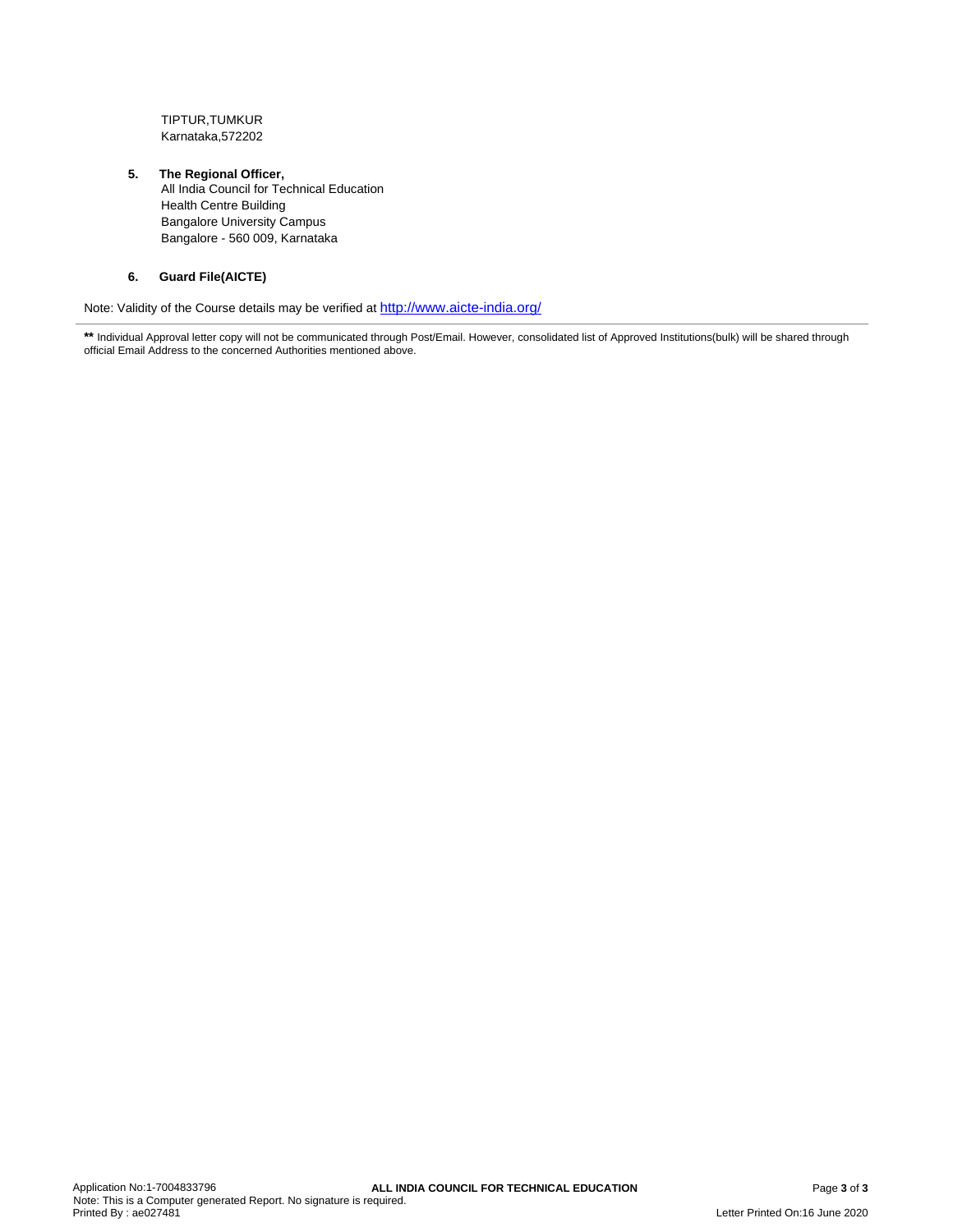TIPTUR,TUMKUR
Karnataka,572202

5. **The Regional Officer,**
   All India Council for Technical Education
   Health Centre Building
   Bangalore University Campus
   Bangalore - 560 009, Karnataka

6. **Guard File(AICTE)**

Note: Validity of the Course details may be verified at http://www.aicte-india.org/

---

**\*\*** Individual Approval letter copy will not be communicated through Post/Email. However, consolidated list of Approved Institutions(bulk) will be shared through official Email Address to the concerned Authorities mentioned above.

Application No:1-7004833796
Note: This is a Computer generated Report. No signature is required.
Printed By : ae027481

Letter Printed On:16 June 2020